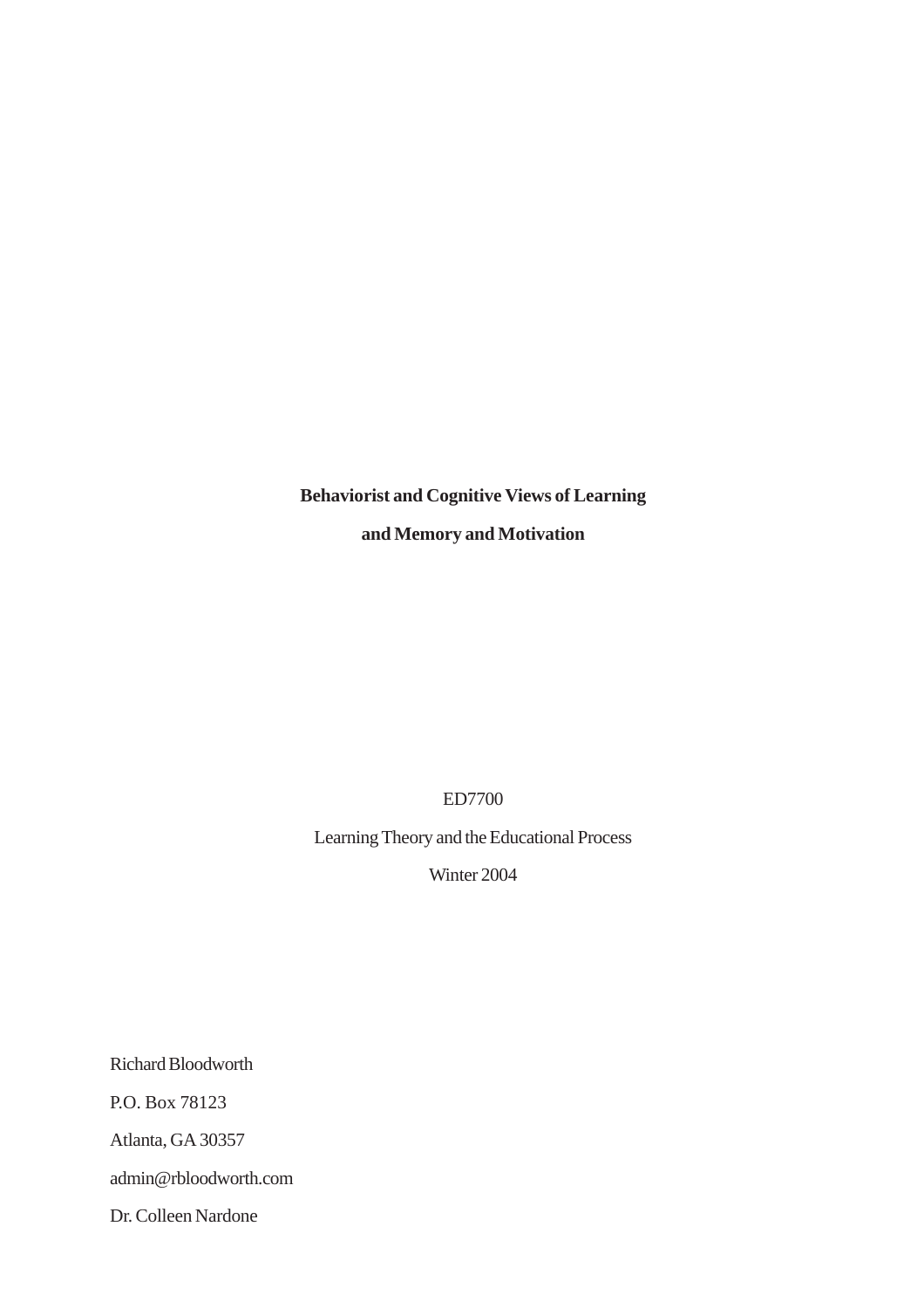# Behaviorist and Cognitive Views of Learning and Memory and Motivation

ED7700

Learning Theory and the Educational Process

Winter 2004

Richard Bloodworth

P.O. Box 78123

Atlanta, GA 30357

admin@rbloodworth.com

Dr. Colleen Nardone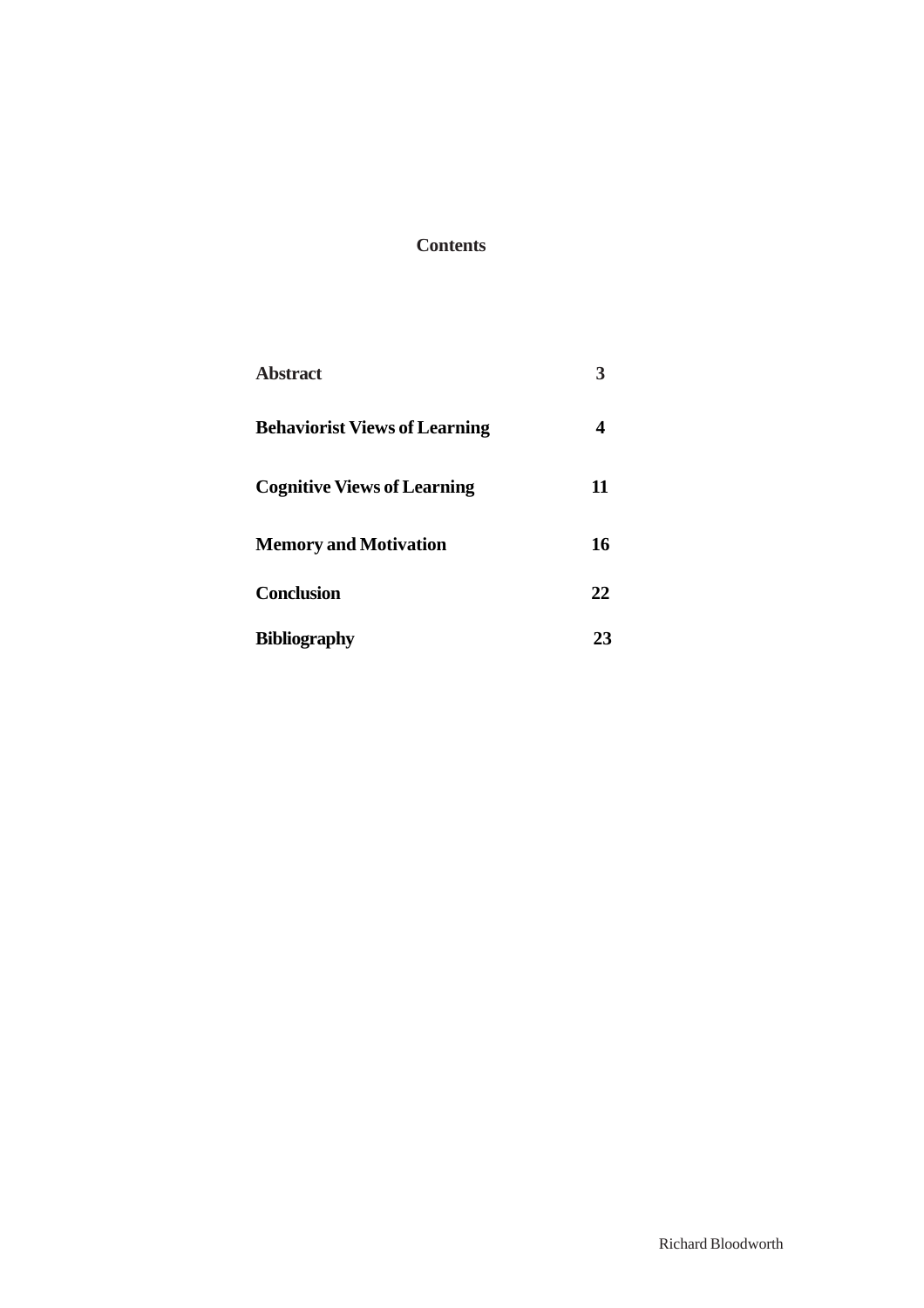# Contents

| | |
|---|---|
| **Abstract** | **3** |
| **Behaviorist Views of Learning** | **4** |
| **Cognitive Views of Learning** | **11** |
| **Memory and Motivation** | **16** |
| **Conclusion** | **22** |
| **Bibliography** | **23** |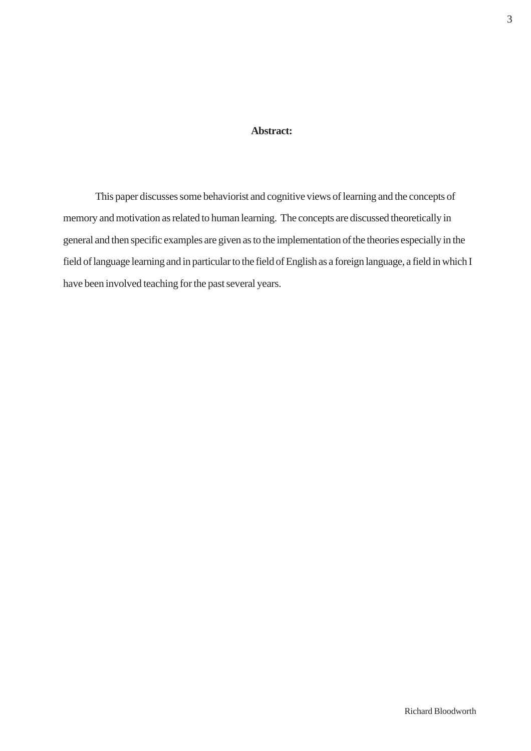**Abstract:**

This paper discusses some behaviorist and cognitive views of learning and the concepts of memory and motivation as related to human learning. The concepts are discussed theoretically in general and then specific examples are given as to the implementation of the theories especially in the field of language learning and in particular to the field of English as a foreign language, a field in which I have been involved teaching for the past several years.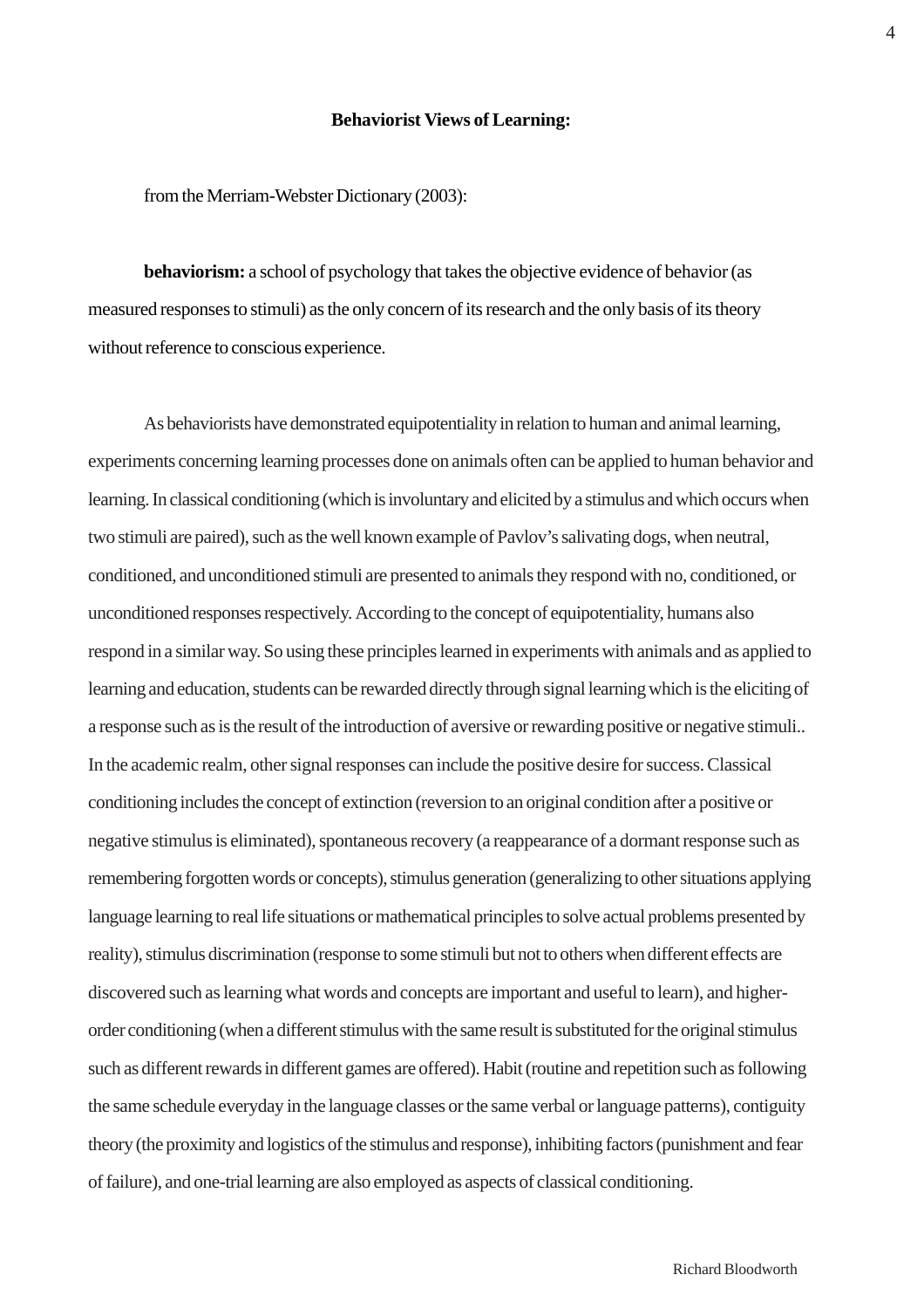**Behaviorist Views of Learning:**

from the Merriam-Webster Dictionary (2003):

**behaviorism:** a school of psychology that takes the objective evidence of behavior (as measured responses to stimuli) as the only concern of its research and the only basis of its theory without reference to conscious experience.

As behaviorists have demonstrated equipotentiality in relation to human and animal learning, experiments concerning learning processes done on animals often can be applied to human behavior and learning. In classical conditioning (which is involuntary and elicited by a stimulus and which occurs when two stimuli are paired), such as the well known example of Pavlov's salivating dogs, when neutral, conditioned, and unconditioned stimuli are presented to animals they respond with no, conditioned, or unconditioned responses respectively. According to the concept of equipotentiality, humans also respond in a similar way. So using these principles learned in experiments with animals and as applied to learning and education, students can be rewarded directly through signal learning which is the eliciting of a response such as is the result of the introduction of aversive or rewarding positive or negative stimuli.. In the academic realm, other signal responses can include the positive desire for success. Classical conditioning includes the concept of extinction (reversion to an original condition after a positive or negative stimulus is eliminated), spontaneous recovery (a reappearance of a dormant response such as remembering forgotten words or concepts), stimulus generation (generalizing to other situations applying language learning to real life situations or mathematical principles to solve actual problems presented by reality), stimulus discrimination (response to some stimuli but not to others when different effects are discovered such as learning what words and concepts are important and useful to learn), and higher-order conditioning (when a different stimulus with the same result is substituted for the original stimulus such as different rewards in different games are offered). Habit (routine and repetition such as following the same schedule everyday in the language classes or the same verbal or language patterns), contiguity theory (the proximity and logistics of the stimulus and response), inhibiting factors (punishment and fear of failure), and one-trial learning are also employed as aspects of classical conditioning.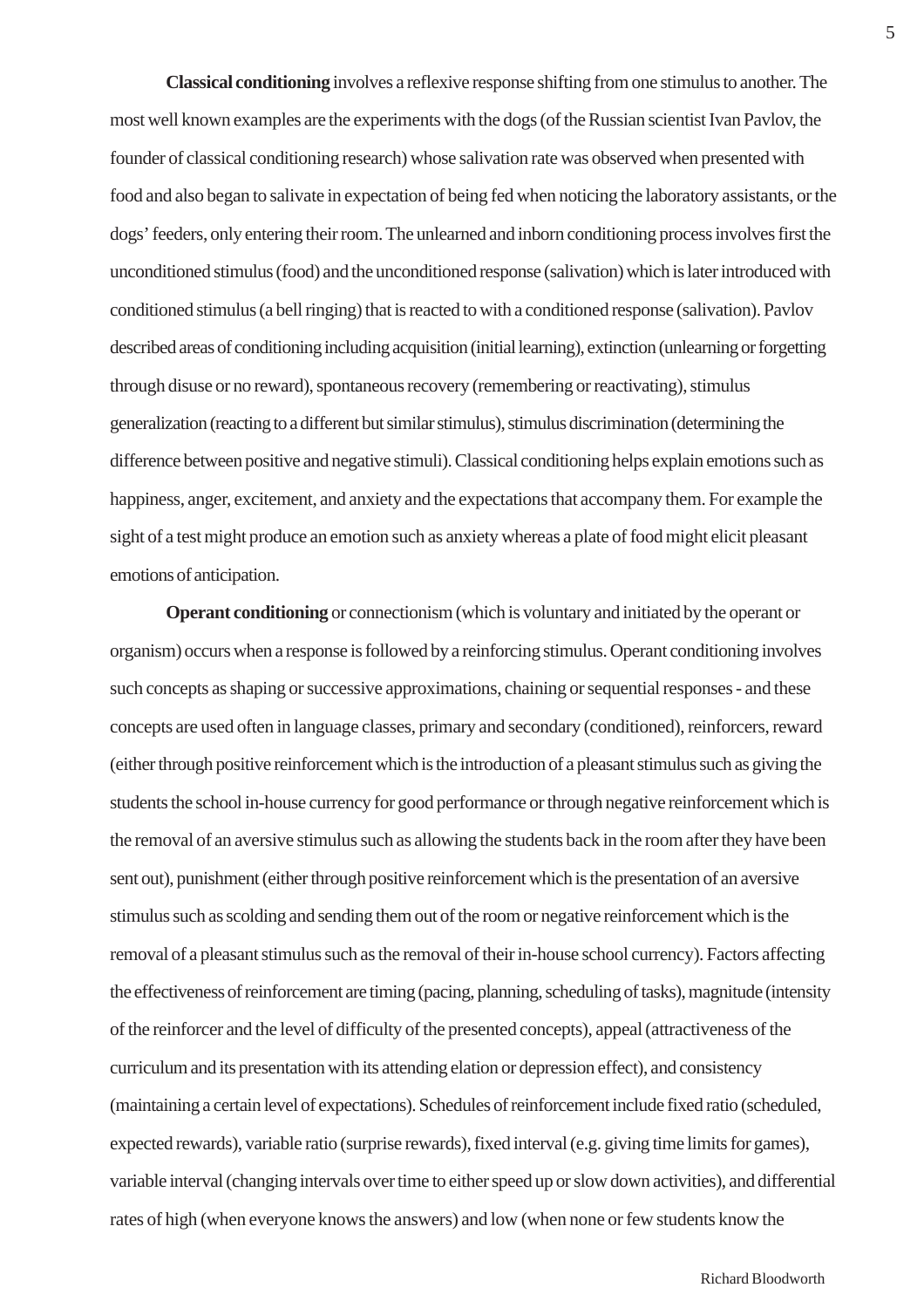**Classical conditioning** involves a reflexive response shifting from one stimulus to another. The most well known examples are the experiments with the dogs (of the Russian scientist Ivan Pavlov, the founder of classical conditioning research) whose salivation rate was observed when presented with food and also began to salivate in expectation of being fed when noticing the laboratory assistants, or the dogs' feeders, only entering their room. The unlearned and inborn conditioning process involves first the unconditioned stimulus (food) and the unconditioned response (salivation) which is later introduced with conditioned stimulus (a bell ringing) that is reacted to with a conditioned response (salivation). Pavlov described areas of conditioning including acquisition (initial learning), extinction (unlearning or forgetting through disuse or no reward), spontaneous recovery (remembering or reactivating), stimulus generalization (reacting to a different but similar stimulus), stimulus discrimination (determining the difference between positive and negative stimuli). Classical conditioning helps explain emotions such as happiness, anger, excitement, and anxiety and the expectations that accompany them. For example the sight of a test might produce an emotion such as anxiety whereas a plate of food might elicit pleasant emotions of anticipation.

**Operant conditioning** or connectionism (which is voluntary and initiated by the operant or organism) occurs when a response is followed by a reinforcing stimulus. Operant conditioning involves such concepts as shaping or successive approximations, chaining or sequential responses - and these concepts are used often in language classes, primary and secondary (conditioned), reinforcers, reward (either through positive reinforcement which is the introduction of a pleasant stimulus such as giving the students the school in-house currency for good performance or through negative reinforcement which is the removal of an aversive stimulus such as allowing the students back in the room after they have been sent out), punishment (either through positive reinforcement which is the presentation of an aversive stimulus such as scolding and sending them out of the room or negative reinforcement which is the removal of a pleasant stimulus such as the removal of their in-house school currency). Factors affecting the effectiveness of reinforcement are timing (pacing, planning, scheduling of tasks), magnitude (intensity of the reinforcer and the level of difficulty of the presented concepts), appeal (attractiveness of the curriculum and its presentation with its attending elation or depression effect), and consistency (maintaining a certain level of expectations). Schedules of reinforcement include fixed ratio (scheduled, expected rewards), variable ratio (surprise rewards), fixed interval (e.g. giving time limits for games), variable interval (changing intervals over time to either speed up or slow down activities), and differential rates of high (when everyone knows the answers) and low (when none or few students know the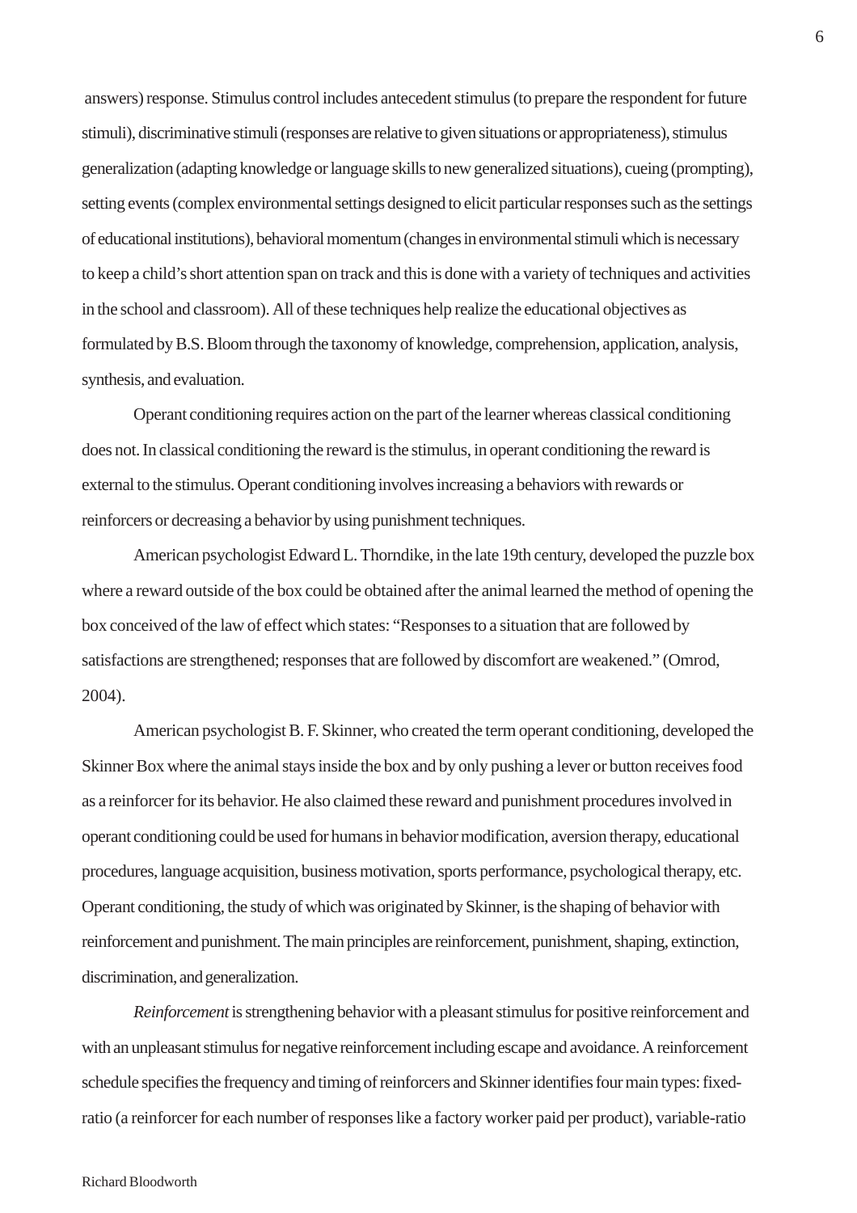answers) response. Stimulus control includes antecedent stimulus (to prepare the respondent for future stimuli), discriminative stimuli (responses are relative to given situations or appropriateness), stimulus generalization (adapting knowledge or language skills to new generalized situations), cueing (prompting), setting events (complex environmental settings designed to elicit particular responses such as the settings of educational institutions), behavioral momentum (changes in environmental stimuli which is necessary to keep a child's short attention span on track and this is done with a variety of techniques and activities in the school and classroom). All of these techniques help realize the educational objectives as formulated by B.S. Bloom through the taxonomy of knowledge, comprehension, application, analysis, synthesis, and evaluation.

Operant conditioning requires action on the part of the learner whereas classical conditioning does not. In classical conditioning the reward is the stimulus, in operant conditioning the reward is external to the stimulus. Operant conditioning involves increasing a behaviors with rewards or reinforcers or decreasing a behavior by using punishment techniques.

American psychologist Edward L. Thorndike, in the late 19th century, developed the puzzle box where a reward outside of the box could be obtained after the animal learned the method of opening the box conceived of the law of effect which states: "Responses to a situation that are followed by satisfactions are strengthened; responses that are followed by discomfort are weakened." (Omrod, 2004).

American psychologist B. F. Skinner, who created the term operant conditioning, developed the Skinner Box where the animal stays inside the box and by only pushing a lever or button receives food as a reinforcer for its behavior. He also claimed these reward and punishment procedures involved in operant conditioning could be used for humans in behavior modification, aversion therapy, educational procedures, language acquisition, business motivation, sports performance, psychological therapy, etc. Operant conditioning, the study of which was originated by Skinner, is the shaping of behavior with reinforcement and punishment. The main principles are reinforcement, punishment, shaping, extinction, discrimination, and generalization.

*Reinforcement* is strengthening behavior with a pleasant stimulus for positive reinforcement and with an unpleasant stimulus for negative reinforcement including escape and avoidance. A reinforcement schedule specifies the frequency and timing of reinforcers and Skinner identifies four main types: fixed-ratio (a reinforcer for each number of responses like a factory worker paid per product), variable-ratio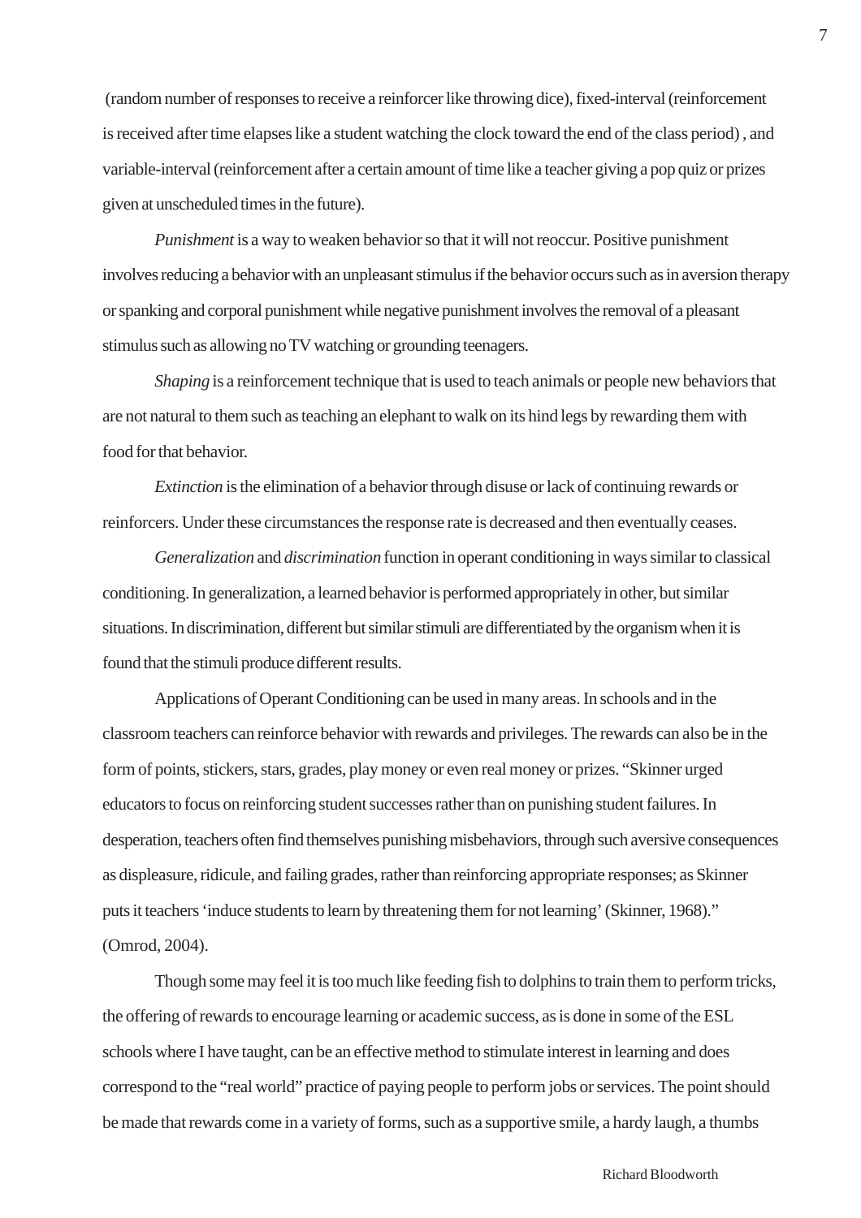(random number of responses to receive a reinforcer like throwing dice), fixed-interval (reinforcement is received after time elapses like a student watching the clock toward the end of the class period) , and variable-interval (reinforcement after a certain amount of time like a teacher giving a pop quiz or prizes given at unscheduled times in the future).

*Punishment* is a way to weaken behavior so that it will not reoccur. Positive punishment involves reducing a behavior with an unpleasant stimulus if the behavior occurs such as in aversion therapy or spanking and corporal punishment while negative punishment involves the removal of a pleasant stimulus such as allowing no TV watching or grounding teenagers.

*Shaping* is a reinforcement technique that is used to teach animals or people new behaviors that are not natural to them such as teaching an elephant to walk on its hind legs by rewarding them with food for that behavior.

*Extinction* is the elimination of a behavior through disuse or lack of continuing rewards or reinforcers. Under these circumstances the response rate is decreased and then eventually ceases.

*Generalization* and *discrimination* function in operant conditioning in ways similar to classical conditioning. In generalization, a learned behavior is performed appropriately in other, but similar situations. In discrimination, different but similar stimuli are differentiated by the organism when it is found that the stimuli produce different results.

Applications of Operant Conditioning can be used in many areas. In schools and in the classroom teachers can reinforce behavior with rewards and privileges. The rewards can also be in the form of points, stickers, stars, grades, play money or even real money or prizes. "Skinner urged educators to focus on reinforcing student successes rather than on punishing student failures. In desperation, teachers often find themselves punishing misbehaviors, through such aversive consequences as displeasure, ridicule, and failing grades, rather than reinforcing appropriate responses; as Skinner puts it teachers 'induce students to learn by threatening them for not learning' (Skinner, 1968)." (Omrod, 2004).

Though some may feel it is too much like feeding fish to dolphins to train them to perform tricks, the offering of rewards to encourage learning or academic success, as is done in some of the ESL schools where I have taught, can be an effective method to stimulate interest in learning and does correspond to the "real world" practice of paying people to perform jobs or services. The point should be made that rewards come in a variety of forms, such as a supportive smile, a hardy laugh, a thumbs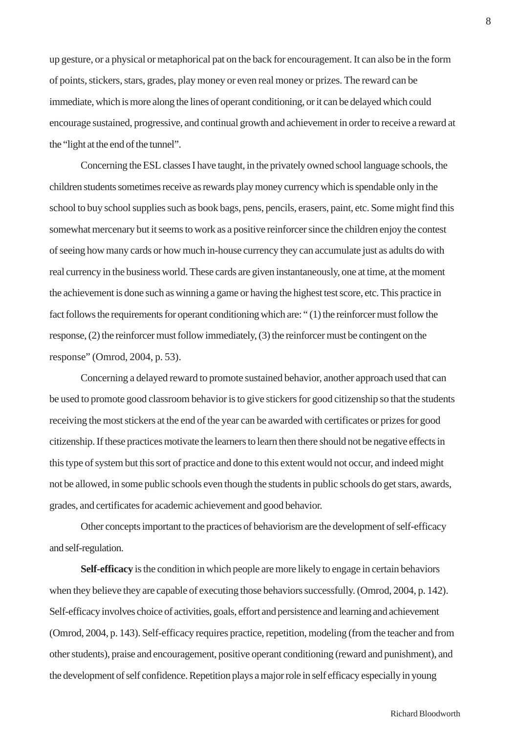up gesture, or a physical or metaphorical pat on the back for encouragement. It can also be in the form of points, stickers, stars, grades, play money or even real money or prizes. The reward can be immediate, which is more along the lines of operant conditioning, or it can be delayed which could encourage sustained, progressive, and continual growth and achievement in order to receive a reward at the "light at the end of the tunnel".

Concerning the ESL classes I have taught, in the privately owned school language schools, the children students sometimes receive as rewards play money currency which is spendable only in the school to buy school supplies such as book bags, pens, pencils, erasers, paint, etc. Some might find this somewhat mercenary but it seems to work as a positive reinforcer since the children enjoy the contest of seeing how many cards or how much in-house currency they can accumulate just as adults do with real currency in the business world. These cards are given instantaneously, one at time, at the moment the achievement is done such as winning a game or having the highest test score, etc. This practice in fact follows the requirements for operant conditioning which are: " (1) the reinforcer must follow the response, (2) the reinforcer must follow immediately, (3) the reinforcer must be contingent on the response" (Omrod, 2004, p. 53).

Concerning a delayed reward to promote sustained behavior, another approach used that can be used to promote good classroom behavior is to give stickers for good citizenship so that the students receiving the most stickers at the end of the year can be awarded with certificates or prizes for good citizenship. If these practices motivate the learners to learn then there should not be negative effects in this type of system but this sort of practice and done to this extent would not occur, and indeed might not be allowed, in some public schools even though the students in public schools do get stars, awards, grades, and certificates for academic achievement and good behavior.

Other concepts important to the practices of behaviorism are the development of self-efficacy and self-regulation.

**Self-efficacy** is the condition in which people are more likely to engage in certain behaviors when they believe they are capable of executing those behaviors successfully. (Omrod, 2004, p. 142). Self-efficacy involves choice of activities, goals, effort and persistence and learning and achievement (Omrod, 2004, p. 143). Self-efficacy requires practice, repetition, modeling (from the teacher and from other students), praise and encouragement, positive operant conditioning (reward and punishment), and the development of self confidence. Repetition plays a major role in self efficacy especially in young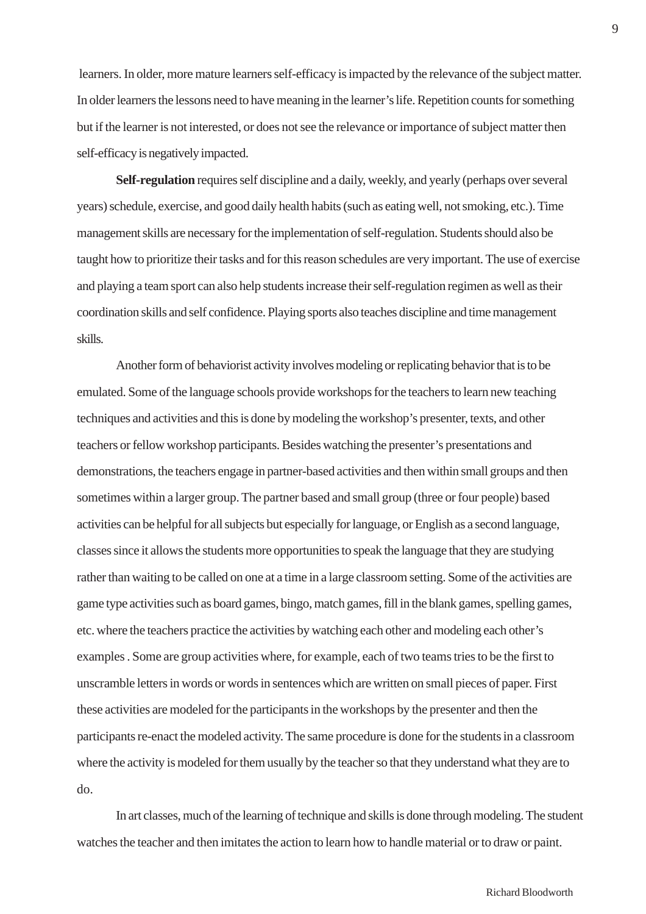learners. In older, more mature learners self-efficacy is impacted by the relevance of the subject matter. In older learners the lessons need to have meaning in the learner's life. Repetition counts for something but if the learner is not interested, or does not see the relevance or importance of subject matter then self-efficacy is negatively impacted.

**Self-regulation** requires self discipline and a daily, weekly, and yearly (perhaps over several years) schedule, exercise, and good daily health habits (such as eating well, not smoking, etc.). Time management skills are necessary for the implementation of self-regulation. Students should also be taught how to prioritize their tasks and for this reason schedules are very important. The use of exercise and playing a team sport can also help students increase their self-regulation regimen as well as their coordination skills and self confidence. Playing sports also teaches discipline and time management skills.

Another form of behaviorist activity involves modeling or replicating behavior that is to be emulated. Some of the language schools provide workshops for the teachers to learn new teaching techniques and activities and this is done by modeling the workshop's presenter, texts, and other teachers or fellow workshop participants. Besides watching the presenter's presentations and demonstrations, the teachers engage in partner-based activities and then within small groups and then sometimes within a larger group. The partner based and small group (three or four people) based activities can be helpful for all subjects but especially for language, or English as a second language, classes since it allows the students more opportunities to speak the language that they are studying rather than waiting to be called on one at a time in a large classroom setting. Some of the activities are game type activities such as board games, bingo, match games, fill in the blank games, spelling games, etc. where the teachers practice the activities by watching each other and modeling each other's examples . Some are group activities where, for example, each of two teams tries to be the first to unscramble letters in words or words in sentences which are written on small pieces of paper. First these activities are modeled for the participants in the workshops by the presenter and then the participants re-enact the modeled activity. The same procedure is done for the students in a classroom where the activity is modeled for them usually by the teacher so that they understand what they are to do.

In art classes, much of the learning of technique and skills is done through modeling. The student watches the teacher and then imitates the action to learn how to handle material or to draw or paint.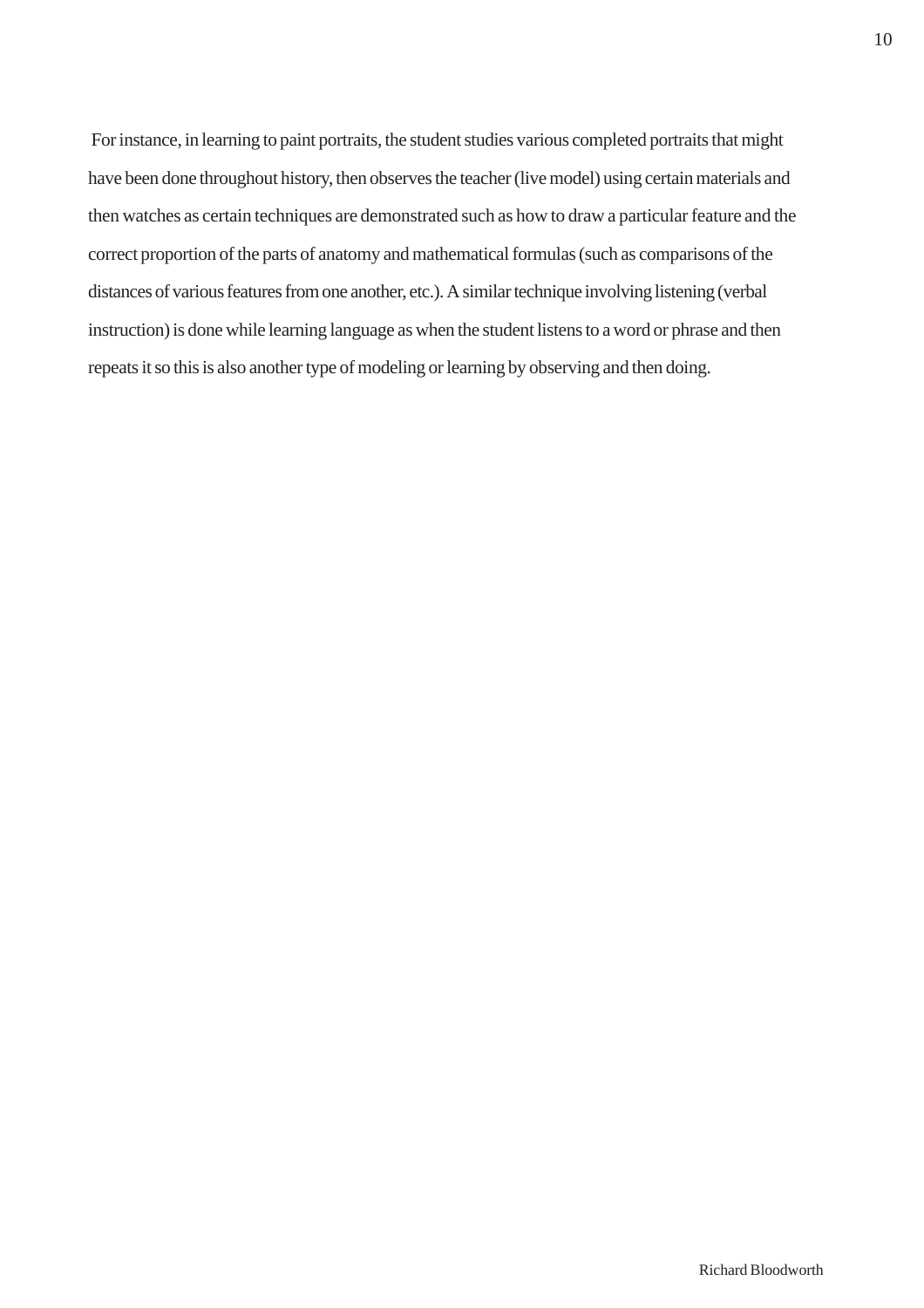For instance, in learning to paint portraits, the student studies various completed portraits that might have been done throughout history, then observes the teacher (live model) using certain materials and then watches as certain techniques are demonstrated such as how to draw a particular feature and the correct proportion of the parts of anatomy and mathematical formulas (such as comparisons of the distances of various features from one another, etc.). A similar technique involving listening (verbal instruction) is done while learning language as when the student listens to a word or phrase and then repeats it so this is also another type of modeling or learning by observing and then doing.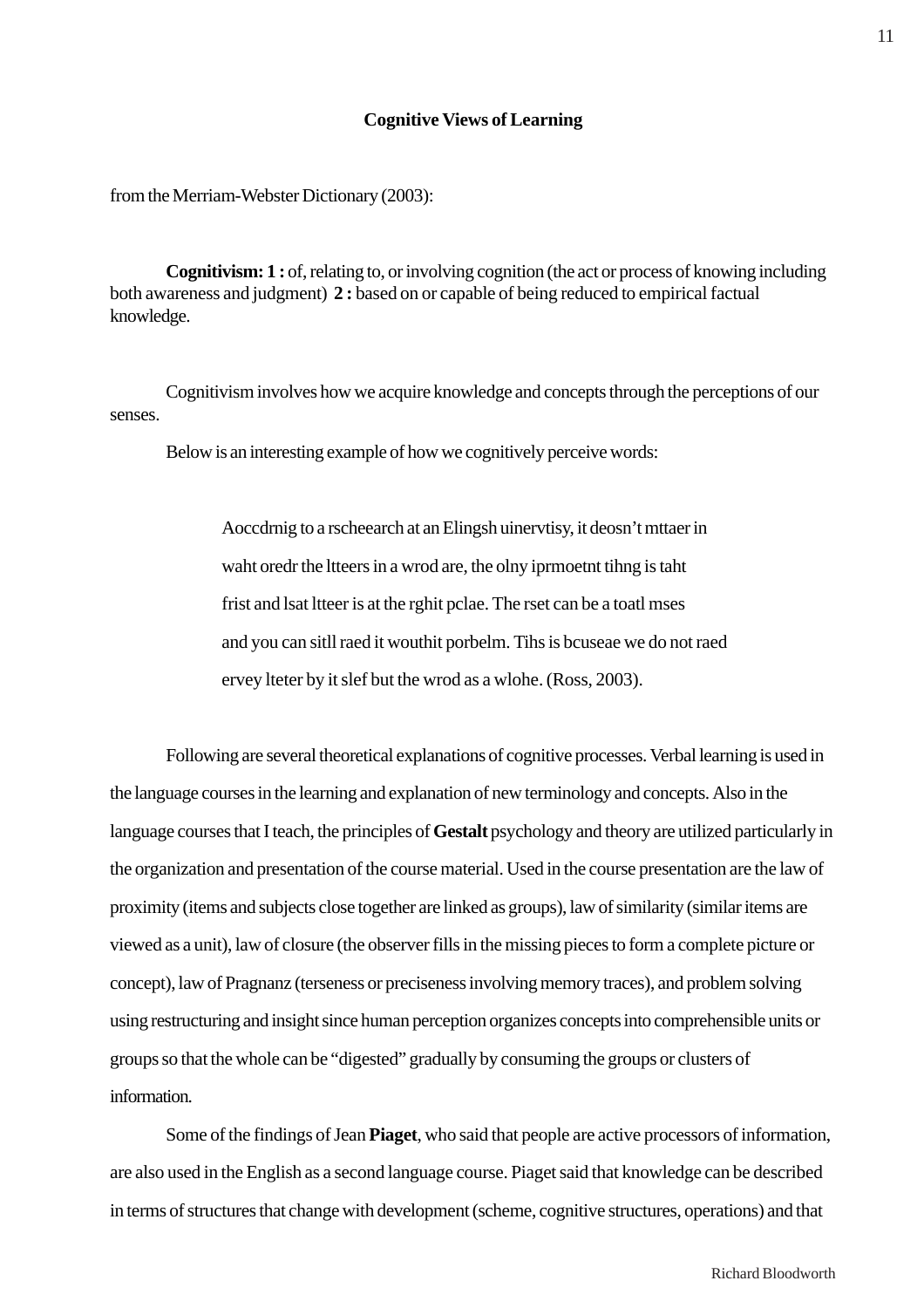## Cognitive Views of Learning

from the Merriam-Webster Dictionary (2003):

**Cognitivism: 1 :** of, relating to, or involving cognition (the act or process of knowing including both awareness and judgment) **2 :** based on or capable of being reduced to empirical factual knowledge.

Cognitivism involves how we acquire knowledge and concepts through the perceptions of our senses.

Below is an interesting example of how we cognitively perceive words:

> Aoccdrnig to a rscheearch at an Elingsh uinervtisy, it deosn't mttaer in waht oredr the ltteers in a wrod are, the olny iprmoetnt tihng is taht frist and lsat ltteer is at the rghit pclae. The rset can be a toatl mses and you can sitll raed it wouthit porbelm. Tihs is bcuseae we do not raed ervey lteter by it slef but the wrod as a wlohe. (Ross, 2003).

Following are several theoretical explanations of cognitive processes. Verbal learning is used in the language courses in the learning and explanation of new terminology and concepts. Also in the language courses that I teach, the principles of **Gestalt** psychology and theory are utilized particularly in the organization and presentation of the course material. Used in the course presentation are the law of proximity (items and subjects close together are linked as groups), law of similarity (similar items are viewed as a unit), law of closure (the observer fills in the missing pieces to form a complete picture or concept), law of Pragnanz (terseness or preciseness involving memory traces), and problem solving using restructuring and insight since human perception organizes concepts into comprehensible units or groups so that the whole can be "digested" gradually by consuming the groups or clusters of information.

Some of the findings of Jean **Piaget**, who said that people are active processors of information, are also used in the English as a second language course. Piaget said that knowledge can be described in terms of structures that change with development (scheme, cognitive structures, operations) and that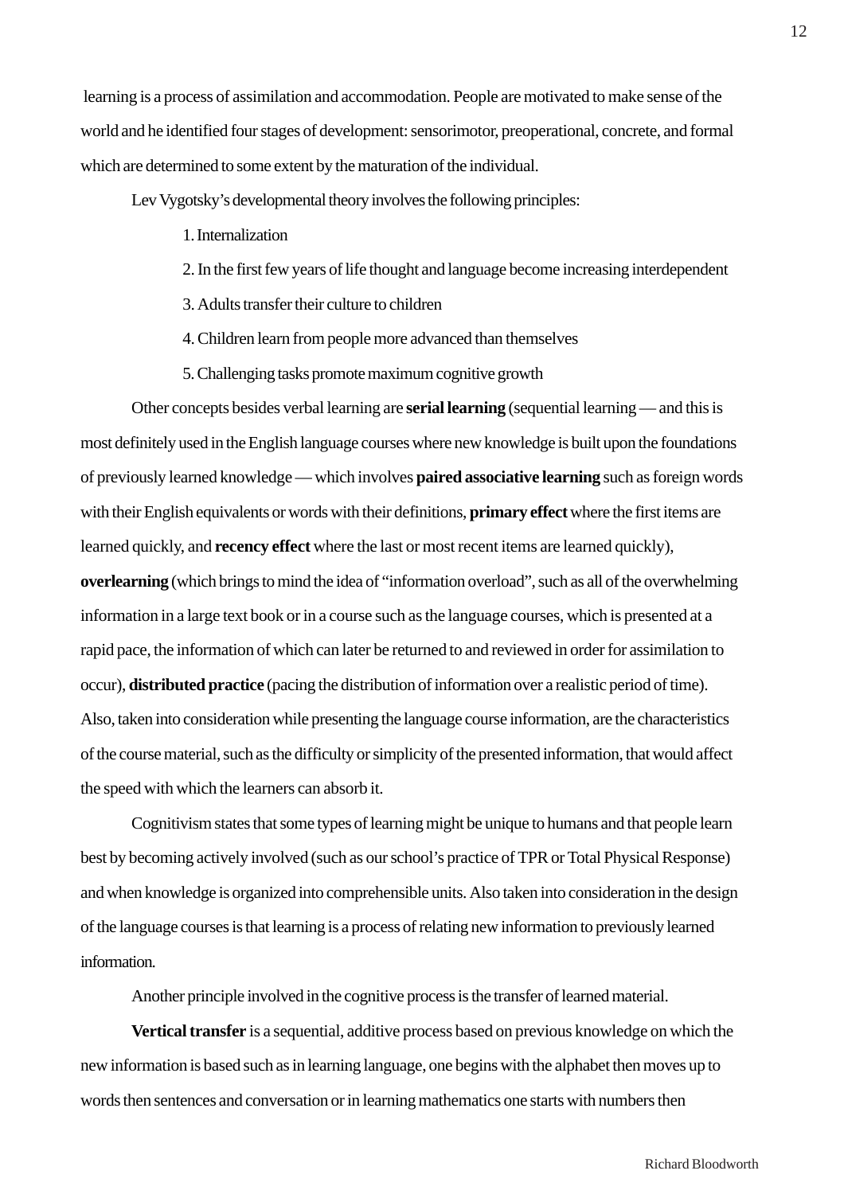learning is a process of assimilation and accommodation. People are motivated to make sense of the world and he identified four stages of development: sensorimotor, preoperational, concrete, and formal which are determined to some extent by the maturation of the individual.

Lev Vygotsky's developmental theory involves the following principles:

1. Internalization
2. In the first few years of life thought and language become increasing interdependent
3. Adults transfer their culture to children
4. Children learn from people more advanced than themselves
5. Challenging tasks promote maximum cognitive growth

Other concepts besides verbal learning are **serial learning** (sequential learning — and this is most definitely used in the English language courses where new knowledge is built upon the foundations of previously learned knowledge — which involves **paired associative learning** such as foreign words with their English equivalents or words with their definitions, **primary effect** where the first items are learned quickly, and **recency effect** where the last or most recent items are learned quickly), **overlearning** (which brings to mind the idea of "information overload", such as all of the overwhelming information in a large text book or in a course such as the language courses, which is presented at a rapid pace, the information of which can later be returned to and reviewed in order for assimilation to occur), **distributed practice** (pacing the distribution of information over a realistic period of time). Also, taken into consideration while presenting the language course information, are the characteristics of the course material, such as the difficulty or simplicity of the presented information, that would affect the speed with which the learners can absorb it.

Cognitivism states that some types of learning might be unique to humans and that people learn best by becoming actively involved (such as our school's practice of TPR or Total Physical Response) and when knowledge is organized into comprehensible units. Also taken into consideration in the design of the language courses is that learning is a process of relating new information to previously learned information.

Another principle involved in the cognitive process is the transfer of learned material.

**Vertical transfer** is a sequential, additive process based on previous knowledge on which the new information is based such as in learning language, one begins with the alphabet then moves up to words then sentences and conversation or in learning mathematics one starts with numbers then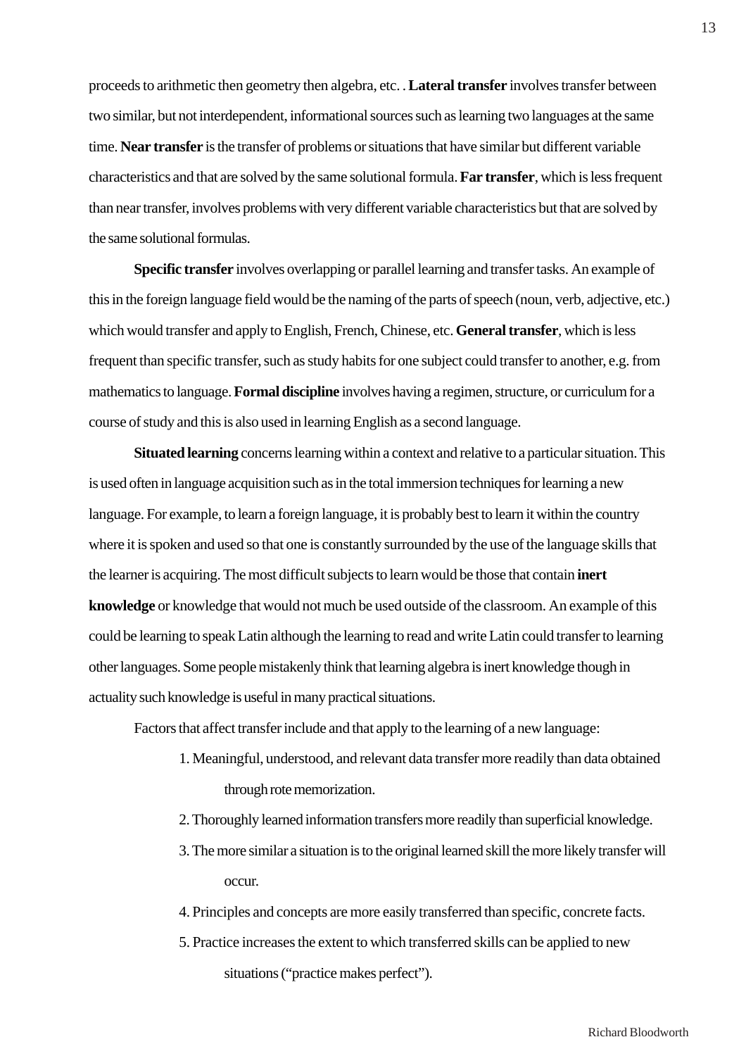proceeds to arithmetic then geometry then algebra, etc. . **Lateral transfer** involves transfer between two similar, but not interdependent, informational sources such as learning two languages at the same time. **Near transfer** is the transfer of problems or situations that have similar but different variable characteristics and that are solved by the same solutional formula. **Far transfer**, which is less frequent than near transfer, involves problems with very different variable characteristics but that are solved by the same solutional formulas.

**Specific transfer** involves overlapping or parallel learning and transfer tasks. An example of this in the foreign language field would be the naming of the parts of speech (noun, verb, adjective, etc.) which would transfer and apply to English, French, Chinese, etc. **General transfer**, which is less frequent than specific transfer, such as study habits for one subject could transfer to another, e.g. from mathematics to language. **Formal discipline** involves having a regimen, structure, or curriculum for a course of study and this is also used in learning English as a second language.

**Situated learning** concerns learning within a context and relative to a particular situation. This is used often in language acquisition such as in the total immersion techniques for learning a new language. For example, to learn a foreign language, it is probably best to learn it within the country where it is spoken and used so that one is constantly surrounded by the use of the language skills that the learner is acquiring. The most difficult subjects to learn would be those that contain **inert knowledge** or knowledge that would not much be used outside of the classroom. An example of this could be learning to speak Latin although the learning to read and write Latin could transfer to learning other languages. Some people mistakenly think that learning algebra is inert knowledge though in actuality such knowledge is useful in many practical situations.

Factors that affect transfer include and that apply to the learning of a new language:

1. Meaningful, understood, and relevant data transfer more readily than data obtained through rote memorization.
2. Thoroughly learned information transfers more readily than superficial knowledge.
3. The more similar a situation is to the original learned skill the more likely transfer will occur.
4. Principles and concepts are more easily transferred than specific, concrete facts.
5. Practice increases the extent to which transferred skills can be applied to new situations ("practice makes perfect").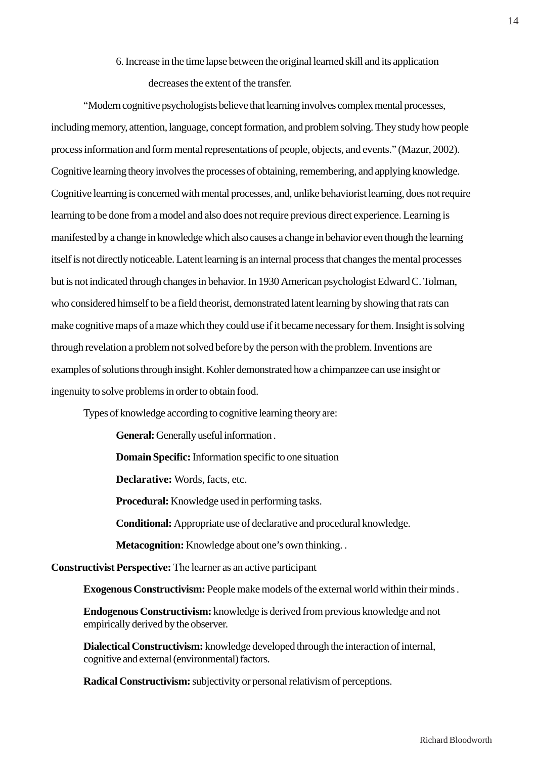6. Increase in the time lapse between the original learned skill and its application decreases the extent of the transfer.

"Modern cognitive psychologists believe that learning involves complex mental processes, including memory, attention, language, concept formation, and problem solving. They study how people process information and form mental representations of people, objects, and events." (Mazur, 2002). Cognitive learning theory involves the processes of obtaining, remembering, and applying knowledge. Cognitive learning is concerned with mental processes, and, unlike behaviorist learning, does not require learning to be done from a model and also does not require previous direct experience. Learning is manifested by a change in knowledge which also causes a change in behavior even though the learning itself is not directly noticeable. Latent learning is an internal process that changes the mental processes but is not indicated through changes in behavior. In 1930 American psychologist Edward C. Tolman, who considered himself to be a field theorist, demonstrated latent learning by showing that rats can make cognitive maps of a maze which they could use if it became necessary for them. Insight is solving through revelation a problem not solved before by the person with the problem. Inventions are examples of solutions through insight. Kohler demonstrated how a chimpanzee can use insight or ingenuity to solve problems in order to obtain food.

Types of knowledge according to cognitive learning theory are:

**General:** Generally useful information .

**Domain Specific:** Information specific to one situation

**Declarative:** Words, facts, etc.

**Procedural:** Knowledge used in performing tasks.

**Conditional:** Appropriate use of declarative and procedural knowledge.

**Metacognition:** Knowledge about one's own thinking. .

**Constructivist Perspective:** The learner as an active participant

**Exogenous Constructivism:** People make models of the external world within their minds .

**Endogenous Constructivism:** knowledge is derived from previous knowledge and not empirically derived by the observer.

**Dialectical Constructivism:** knowledge developed through the interaction of internal, cognitive and external (environmental) factors.

**Radical Constructivism:** subjectivity or personal relativism of perceptions.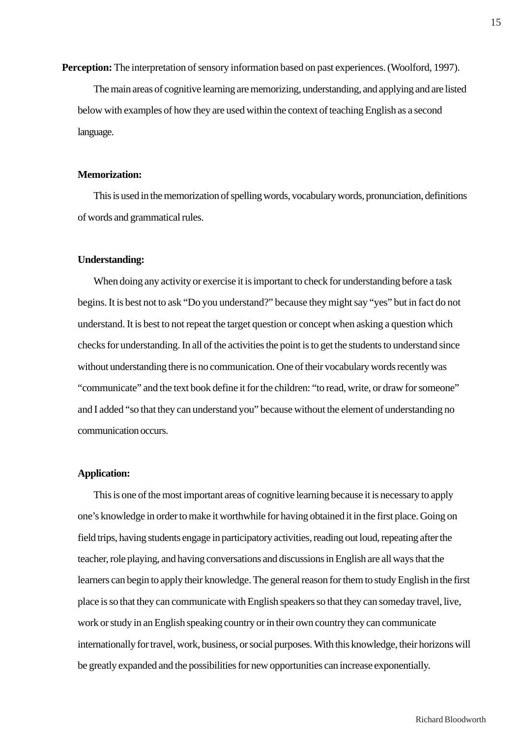**Perception:** The interpretation of sensory information based on past experiences. (Woolford, 1997).

The main areas of cognitive learning are memorizing, understanding, and applying and are listed below with examples of how they are used within the context of teaching English as a second language.

**Memorization:**

This is used in the memorization of spelling words, vocabulary words, pronunciation, definitions of words and grammatical rules.

**Understanding:**

When doing any activity or exercise it is important to check for understanding before a task begins. It is best not to ask "Do you understand?" because they might say "yes" but in fact do not understand. It is best to not repeat the target question or concept when asking a question which checks for understanding. In all of the activities the point is to get the students to understand since without understanding there is no communication. One of their vocabulary words recently was "communicate" and the text book define it for the children: "to read, write, or draw for someone" and I added "so that they can understand you" because without the element of understanding no communication occurs.

**Application:**

This is one of the most important areas of cognitive learning because it is necessary to apply one's knowledge in order to make it worthwhile for having obtained it in the first place. Going on field trips, having students engage in participatory activities, reading out loud, repeating after the teacher, role playing, and having conversations and discussions in English are all ways that the learners can begin to apply their knowledge. The general reason for them to study English in the first place is so that they can communicate with English speakers so that they can someday travel, live, work or study in an English speaking country or in their own country they can communicate internationally for travel, work, business, or social purposes. With this knowledge, their horizons will be greatly expanded and the possibilities for new opportunities can increase exponentially.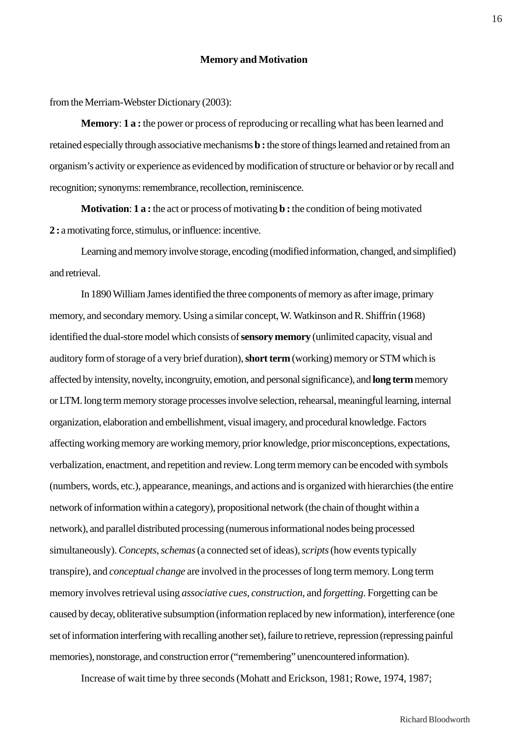**Memory and Motivation**

from the Merriam-Webster Dictionary (2003):

**Memory**: **1 a :** the power or process of reproducing or recalling what has been learned and retained especially through associative mechanisms **b :** the store of things learned and retained from an organism's activity or experience as evidenced by modification of structure or behavior or by recall and recognition; synonyms: remembrance, recollection, reminiscence.

**Motivation**: **1 a :** the act or process of motivating **b :** the condition of being motivated **2 :** a motivating force, stimulus, or influence: incentive.

Learning and memory involve storage, encoding (modified information, changed, and simplified) and retrieval.

In 1890 William James identified the three components of memory as after image, primary memory, and secondary memory. Using a similar concept, W. Watkinson and R. Shiffrin (1968) identified the dual-store model which consists of **sensory memory** (unlimited capacity, visual and auditory form of storage of a very brief duration), **short term** (working) memory or STM which is affected by intensity, novelty, incongruity, emotion, and personal significance), and **long term** memory or LTM. long term memory storage processes involve selection, rehearsal, meaningful learning, internal organization, elaboration and embellishment, visual imagery, and procedural knowledge. Factors affecting working memory are working memory, prior knowledge, prior misconceptions, expectations, verbalization, enactment, and repetition and review. Long term memory can be encoded with symbols (numbers, words, etc.), appearance, meanings, and actions and is organized with hierarchies (the entire network of information within a category), propositional network (the chain of thought within a network), and parallel distributed processing (numerous informational nodes being processed simultaneously). *Concepts*, *schemas* (a connected set of ideas), *scripts* (how events typically transpire), and *conceptual change* are involved in the processes of long term memory. Long term memory involves retrieval using *associative cues, construction,* and *forgetting*. Forgetting can be caused by decay, obliterative subsumption (information replaced by new information), interference (one set of information interfering with recalling another set), failure to retrieve, repression (repressing painful memories), nonstorage, and construction error ("remembering" unencountered information).

Increase of wait time by three seconds (Mohatt and Erickson, 1981; Rowe, 1974, 1987;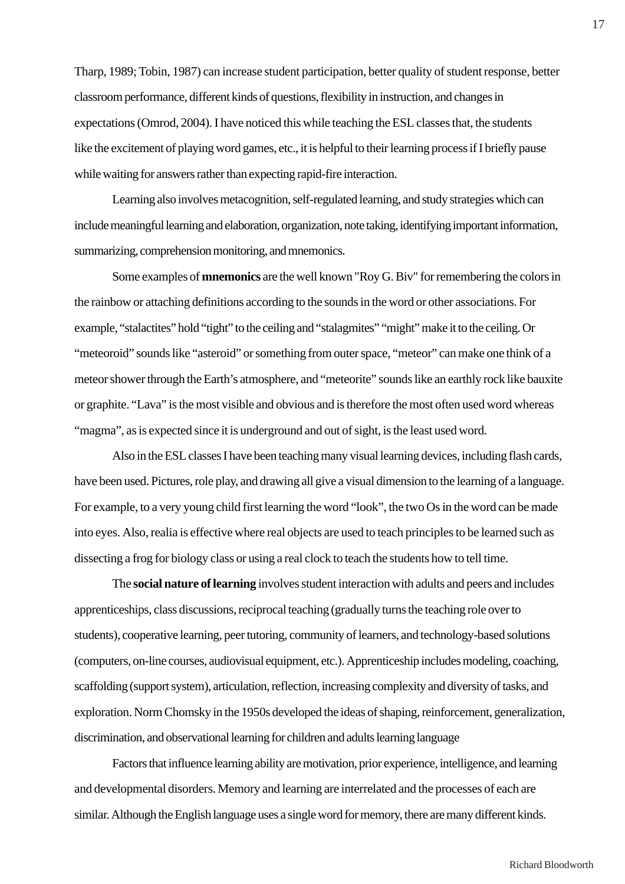Tharp, 1989; Tobin, 1987) can increase student participation, better quality of student response, better classroom performance, different kinds of questions, flexibility in instruction, and changes in expectations (Omrod, 2004). I have noticed this while teaching the ESL classes that, the students like the excitement of playing word games, etc., it is helpful to their learning process if I briefly pause while waiting for answers rather than expecting rapid-fire interaction.

Learning also involves metacognition, self-regulated learning, and study strategies which can include meaningful learning and elaboration, organization, note taking, identifying important information, summarizing, comprehension monitoring, and mnemonics.

Some examples of **mnemonics** are the well known "Roy G. Biv" for remembering the colors in the rainbow or attaching definitions according to the sounds in the word or other associations. For example, "stalactites" hold "tight" to the ceiling and "stalagmites" "might" make it to the ceiling. Or "meteoroid" sounds like "asteroid" or something from outer space, "meteor" can make one think of a meteor shower through the Earth's atmosphere, and "meteorite" sounds like an earthly rock like bauxite or graphite. "Lava" is the most visible and obvious and is therefore the most often used word whereas "magma", as is expected since it is underground and out of sight, is the least used word.

Also in the ESL classes I have been teaching many visual learning devices, including flash cards, have been used. Pictures, role play, and drawing all give a visual dimension to the learning of a language. For example, to a very young child first learning the word "look", the two Os in the word can be made into eyes. Also, realia is effective where real objects are used to teach principles to be learned such as dissecting a frog for biology class or using a real clock to teach the students how to tell time.

The **social nature of learning** involves student interaction with adults and peers and includes apprenticeships, class discussions, reciprocal teaching (gradually turns the teaching role over to students), cooperative learning, peer tutoring, community of learners, and technology-based solutions (computers, on-line courses, audiovisual equipment, etc.). Apprenticeship includes modeling, coaching, scaffolding (support system), articulation, reflection, increasing complexity and diversity of tasks, and exploration. Norm Chomsky in the 1950s developed the ideas of shaping, reinforcement, generalization, discrimination, and observational learning for children and adults learning language

Factors that influence learning ability are motivation, prior experience, intelligence, and learning and developmental disorders. Memory and learning are interrelated and the processes of each are similar. Although the English language uses a single word for memory, there are many different kinds.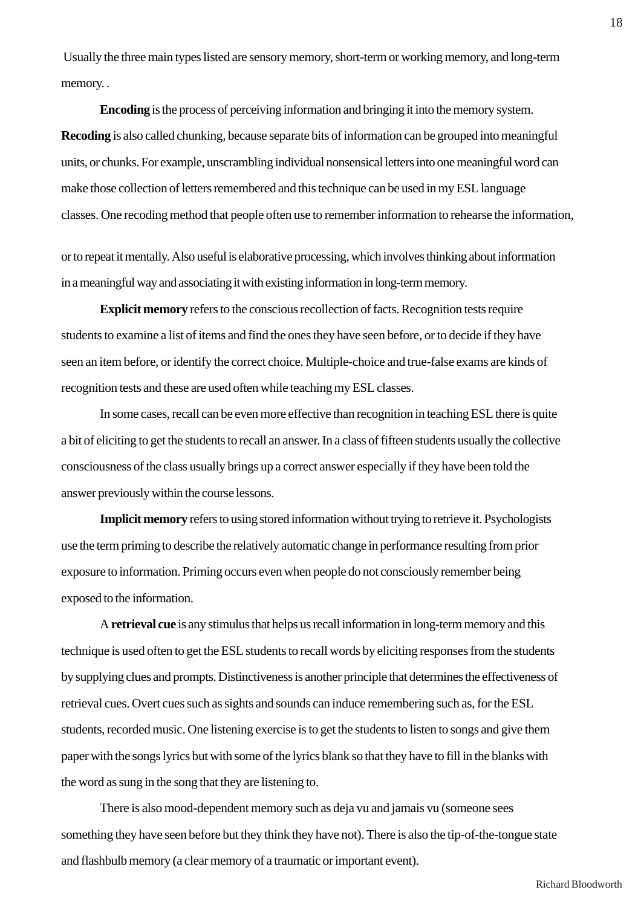Usually the three main types listed are sensory memory, short-term or working memory, and long-term memory. .

**Encoding** is the process of perceiving information and bringing it into the memory system. **Recoding** is also called chunking, because separate bits of information can be grouped into meaningful units, or chunks. For example, unscrambling individual nonsensical letters into one meaningful word can make those collection of letters remembered and this technique can be used in my ESL language classes. One recoding method that people often use to remember information to rehearse the information, or to repeat it mentally. Also useful is elaborative processing, which involves thinking about information in a meaningful way and associating it with existing information in long-term memory.

**Explicit memory** refers to the conscious recollection of facts. Recognition tests require students to examine a list of items and find the ones they have seen before, or to decide if they have seen an item before, or identify the correct choice. Multiple-choice and true-false exams are kinds of recognition tests and these are used often while teaching my ESL classes.

In some cases, recall can be even more effective than recognition in teaching ESL there is quite a bit of eliciting to get the students to recall an answer. In a class of fifteen students usually the collective consciousness of the class usually brings up a correct answer especially if they have been told the answer previously within the course lessons.

**Implicit memory** refers to using stored information without trying to retrieve it. Psychologists use the term priming to describe the relatively automatic change in performance resulting from prior exposure to information. Priming occurs even when people do not consciously remember being exposed to the information.

A **retrieval cue** is any stimulus that helps us recall information in long-term memory and this technique is used often to get the ESL students to recall words by eliciting responses from the students by supplying clues and prompts. Distinctiveness is another principle that determines the effectiveness of retrieval cues. Overt cues such as sights and sounds can induce remembering such as, for the ESL students, recorded music. One listening exercise is to get the students to listen to songs and give them paper with the songs lyrics but with some of the lyrics blank so that they have to fill in the blanks with the word as sung in the song that they are listening to.

There is also mood-dependent memory such as deja vu and jamais vu (someone sees something they have seen before but they think they have not). There is also the tip-of-the-tongue state and flashbulb memory (a clear memory of a traumatic or important event).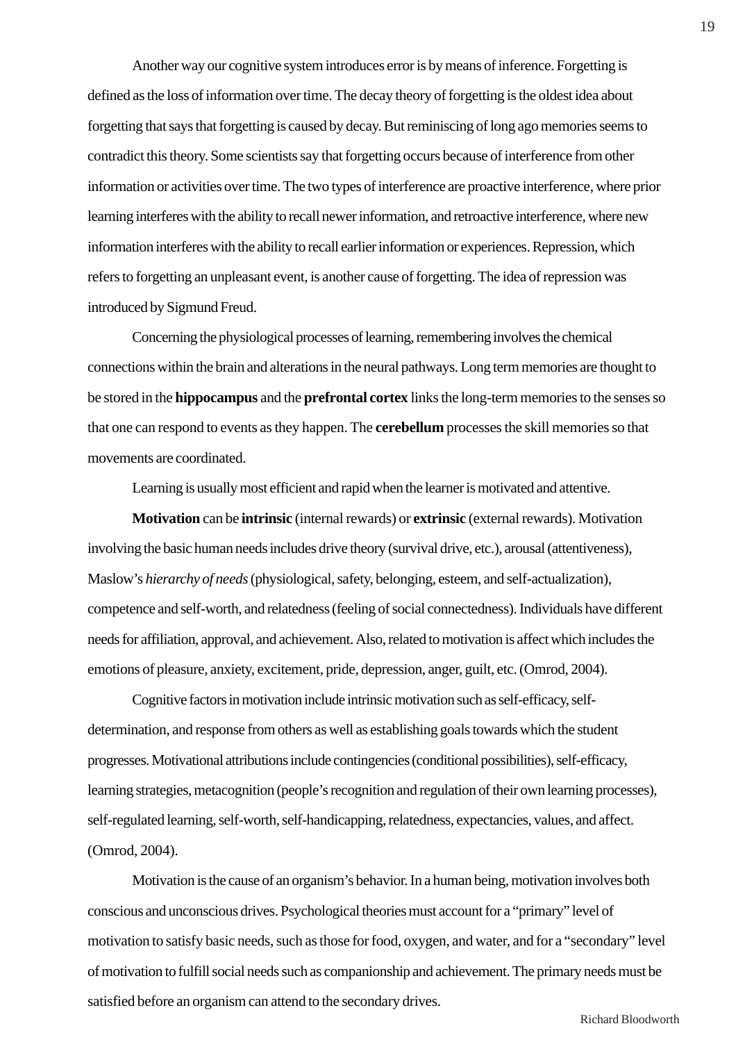Another way our cognitive system introduces error is by means of inference. Forgetting is defined as the loss of information over time. The decay theory of forgetting is the oldest idea about forgetting that says that forgetting is caused by decay. But reminiscing of long ago memories seems to contradict this theory. Some scientists say that forgetting occurs because of interference from other information or activities over time. The two types of interference are proactive interference, where prior learning interferes with the ability to recall newer information, and retroactive interference, where new information interferes with the ability to recall earlier information or experiences. Repression, which refers to forgetting an unpleasant event, is another cause of forgetting. The idea of repression was introduced by Sigmund Freud.

Concerning the physiological processes of learning, remembering involves the chemical connections within the brain and alterations in the neural pathways. Long term memories are thought to be stored in the **hippocampus** and the **prefrontal cortex** links the long-term memories to the senses so that one can respond to events as they happen. The **cerebellum** processes the skill memories so that movements are coordinated.

Learning is usually most efficient and rapid when the learner is motivated and attentive.

**Motivation** can be **intrinsic** (internal rewards) or **extrinsic** (external rewards). Motivation involving the basic human needs includes drive theory (survival drive, etc.), arousal (attentiveness), Maslow's *hierarchy of needs* (physiological, safety, belonging, esteem, and self-actualization), competence and self-worth, and relatedness (feeling of social connectedness). Individuals have different needs for affiliation, approval, and achievement. Also, related to motivation is affect which includes the emotions of pleasure, anxiety, excitement, pride, depression, anger, guilt, etc. (Omrod, 2004).

Cognitive factors in motivation include intrinsic motivation such as self-efficacy, self-determination, and response from others as well as establishing goals towards which the student progresses. Motivational attributions include contingencies (conditional possibilities), self-efficacy, learning strategies, metacognition (people's recognition and regulation of their own learning processes), self-regulated learning, self-worth, self-handicapping, relatedness, expectancies, values, and affect. (Omrod, 2004).

Motivation is the cause of an organism's behavior. In a human being, motivation involves both conscious and unconscious drives. Psychological theories must account for a "primary" level of motivation to satisfy basic needs, such as those for food, oxygen, and water, and for a "secondary" level of motivation to fulfill social needs such as companionship and achievement. The primary needs must be satisfied before an organism can attend to the secondary drives.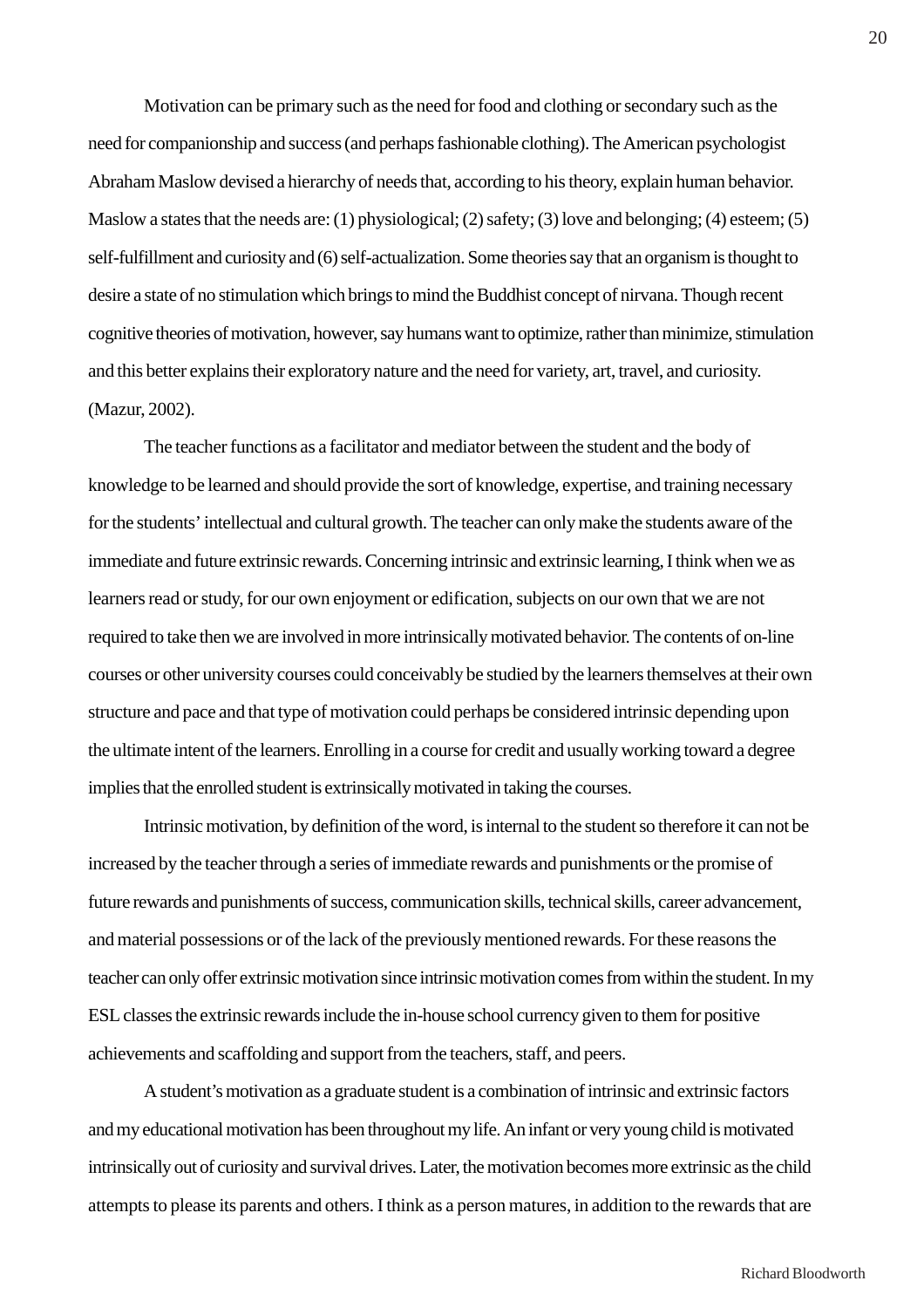Motivation can be primary such as the need for food and clothing or secondary such as the need for companionship and success (and perhaps fashionable clothing). The American psychologist Abraham Maslow devised a hierarchy of needs that, according to his theory, explain human behavior. Maslow a states that the needs are: (1) physiological; (2) safety; (3) love and belonging; (4) esteem; (5) self-fulfillment and curiosity and (6) self-actualization. Some theories say that an organism is thought to desire a state of no stimulation which brings to mind the Buddhist concept of nirvana. Though recent cognitive theories of motivation, however, say humans want to optimize, rather than minimize, stimulation and this better explains their exploratory nature and the need for variety, art, travel, and curiosity. (Mazur, 2002).

The teacher functions as a facilitator and mediator between the student and the body of knowledge to be learned and should provide the sort of knowledge, expertise, and training necessary for the students' intellectual and cultural growth. The teacher can only make the students aware of the immediate and future extrinsic rewards. Concerning intrinsic and extrinsic learning, I think when we as learners read or study, for our own enjoyment or edification, subjects on our own that we are not required to take then we are involved in more intrinsically motivated behavior. The contents of on-line courses or other university courses could conceivably be studied by the learners themselves at their own structure and pace and that type of motivation could perhaps be considered intrinsic depending upon the ultimate intent of the learners. Enrolling in a course for credit and usually working toward a degree implies that the enrolled student is extrinsically motivated in taking the courses.

Intrinsic motivation, by definition of the word, is internal to the student so therefore it can not be increased by the teacher through a series of immediate rewards and punishments or the promise of future rewards and punishments of success, communication skills, technical skills, career advancement, and material possessions or of the lack of the previously mentioned rewards. For these reasons the teacher can only offer extrinsic motivation since intrinsic motivation comes from within the student. In my ESL classes the extrinsic rewards include the in-house school currency given to them for positive achievements and scaffolding and support from the teachers, staff, and peers.

A student's motivation as a graduate student is a combination of intrinsic and extrinsic factors and my educational motivation has been throughout my life. An infant or very young child is motivated intrinsically out of curiosity and survival drives. Later, the motivation becomes more extrinsic as the child attempts to please its parents and others. I think as a person matures, in addition to the rewards that are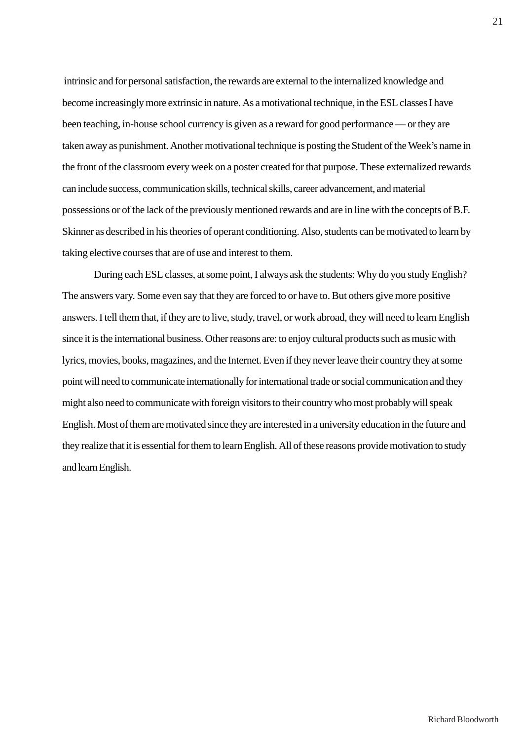intrinsic and for personal satisfaction, the rewards are external to the internalized knowledge and become increasingly more extrinsic in nature. As a motivational technique, in the ESL classes I have been teaching, in-house school currency is given as a reward for good performance — or they are taken away as punishment. Another motivational technique is posting the Student of the Week's name in the front of the classroom every week on a poster created for that purpose. These externalized rewards can include success, communication skills, technical skills, career advancement, and material possessions or of the lack of the previously mentioned rewards and are in line with the concepts of B.F. Skinner as described in his theories of operant conditioning. Also, students can be motivated to learn by taking elective courses that are of use and interest to them.

During each ESL classes, at some point, I always ask the students: Why do you study English? The answers vary. Some even say that they are forced to or have to. But others give more positive answers. I tell them that, if they are to live, study, travel, or work abroad, they will need to learn English since it is the international business. Other reasons are: to enjoy cultural products such as music with lyrics, movies, books, magazines, and the Internet. Even if they never leave their country they at some point will need to communicate internationally for international trade or social communication and they might also need to communicate with foreign visitors to their country who most probably will speak English. Most of them are motivated since they are interested in a university education in the future and they realize that it is essential for them to learn English. All of these reasons provide motivation to study and learn English.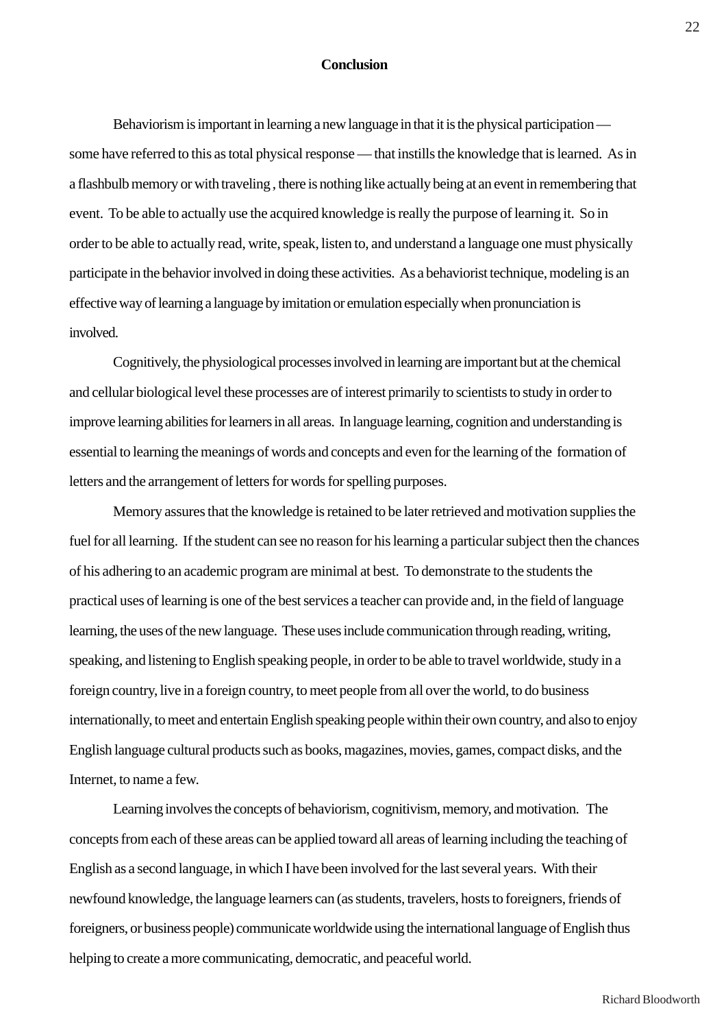## Conclusion

Behaviorism is important in learning a new language in that it is the physical participation — some have referred to this as total physical response — that instills the knowledge that is learned. As in a flashbulb memory or with traveling , there is nothing like actually being at an event in remembering that event. To be able to actually use the acquired knowledge is really the purpose of learning it. So in order to be able to actually read, write, speak, listen to, and understand a language one must physically participate in the behavior involved in doing these activities. As a behaviorist technique, modeling is an effective way of learning a language by imitation or emulation especially when pronunciation is involved.

Cognitively, the physiological processes involved in learning are important but at the chemical and cellular biological level these processes are of interest primarily to scientists to study in order to improve learning abilities for learners in all areas. In language learning, cognition and understanding is essential to learning the meanings of words and concepts and even for the learning of the formation of letters and the arrangement of letters for words for spelling purposes.

Memory assures that the knowledge is retained to be later retrieved and motivation supplies the fuel for all learning. If the student can see no reason for his learning a particular subject then the chances of his adhering to an academic program are minimal at best. To demonstrate to the students the practical uses of learning is one of the best services a teacher can provide and, in the field of language learning, the uses of the new language. These uses include communication through reading, writing, speaking, and listening to English speaking people, in order to be able to travel worldwide, study in a foreign country, live in a foreign country, to meet people from all over the world, to do business internationally, to meet and entertain English speaking people within their own country, and also to enjoy English language cultural products such as books, magazines, movies, games, compact disks, and the Internet, to name a few.

Learning involves the concepts of behaviorism, cognitivism, memory, and motivation. The concepts from each of these areas can be applied toward all areas of learning including the teaching of English as a second language, in which I have been involved for the last several years. With their newfound knowledge, the language learners can (as students, travelers, hosts to foreigners, friends of foreigners, or business people) communicate worldwide using the international language of English thus helping to create a more communicating, democratic, and peaceful world.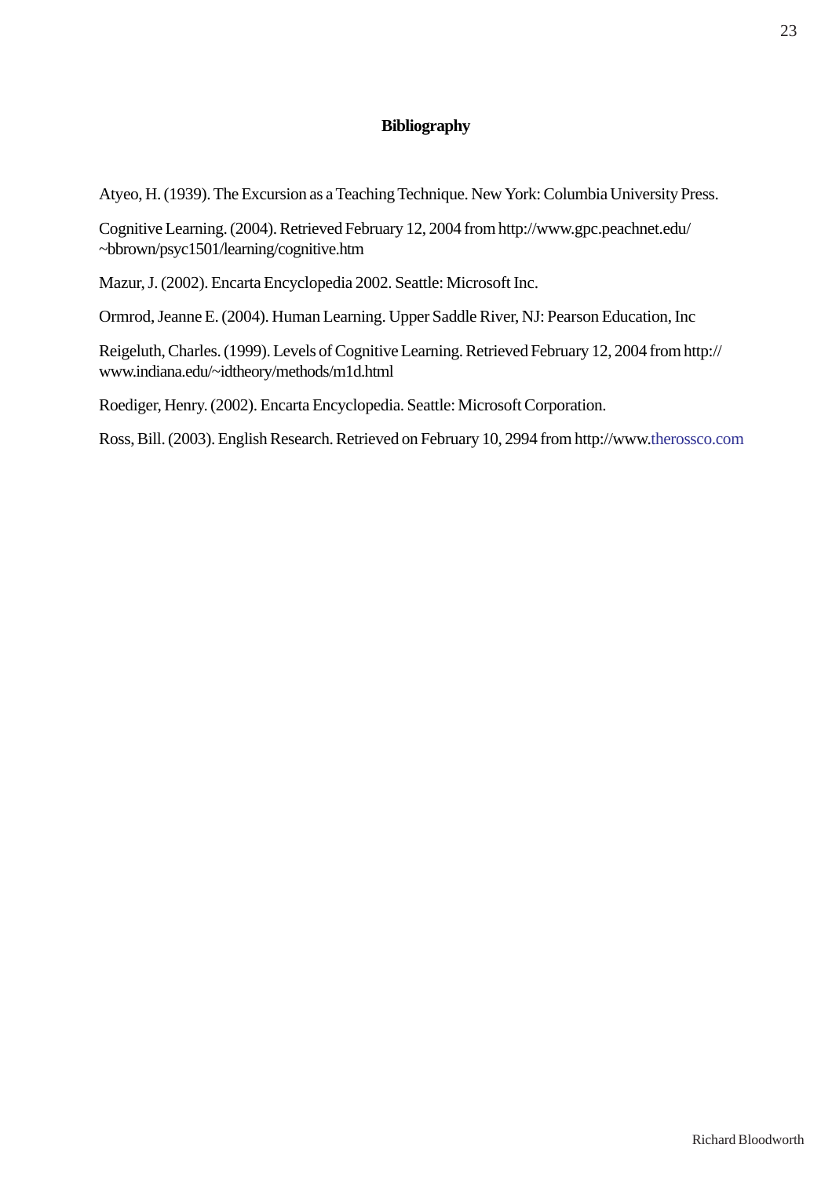# Bibliography

Atyeo, H. (1939). The Excursion as a Teaching Technique. New York: Columbia University Press.

Cognitive Learning. (2004). Retrieved February 12, 2004 from http://www.gpc.peachnet.edu/~bbrown/psyc1501/learning/cognitive.htm

Mazur, J. (2002). Encarta Encyclopedia 2002. Seattle: Microsoft Inc.

Ormrod, Jeanne E. (2004). Human Learning. Upper Saddle River, NJ: Pearson Education, Inc

Reigeluth, Charles. (1999). Levels of Cognitive Learning. Retrieved February 12, 2004 from http://www.indiana.edu/~idtheory/methods/m1d.html

Roediger, Henry. (2002). Encarta Encyclopedia. Seattle: Microsoft Corporation.

Ross, Bill. (2003). English Research. Retrieved on February 10, 2994 from http://www.therossco.com